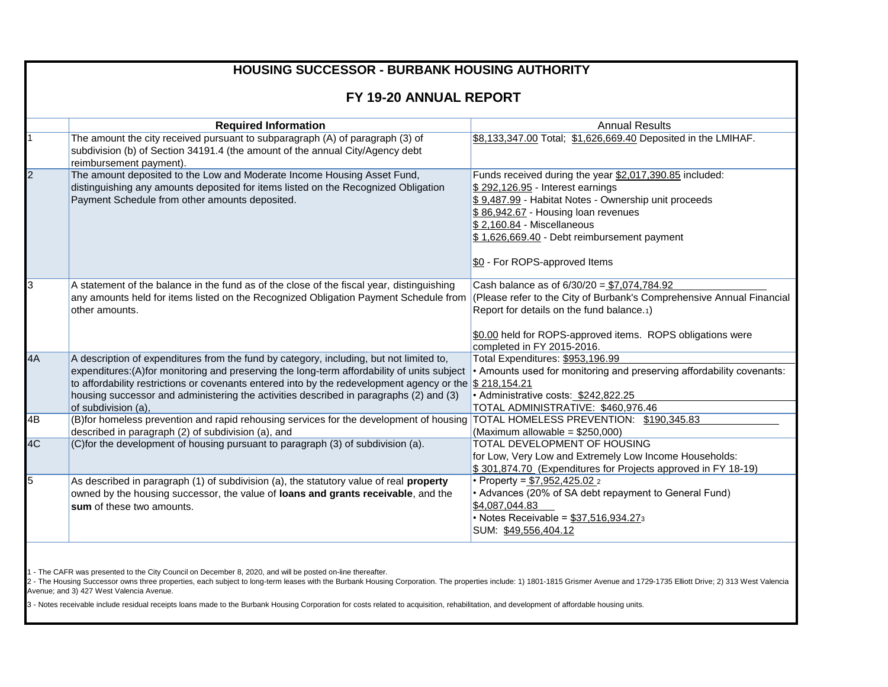# HOUSING SUCCESSOR - BURBANK HOUSING AUTHORITY

## FY 19-20 ANNUAL REPORT

| | Required Information | Annual Results |
|---|---|---|
| 1 | The amount the city received pursuant to subparagraph (A) of paragraph (3) of subdivision (b) of Section 34191.4 (the amount of the annual City/Agency debt reimbursement payment). | $8,133,347.00 Total; $1,626,669.40 Deposited in the LMIHAF. |
| 2 | The amount deposited to the Low and Moderate Income Housing Asset Fund, distinguishing any amounts deposited for items listed on the Recognized Obligation Payment Schedule from other amounts deposited. | Funds received during the year $2,017,390.85 included:<br>$ 292,126.95 - Interest earnings<br>$ 9,487.99 - Habitat Notes - Ownership unit proceeds<br>$ 86,942.67 - Housing loan revenues<br>$ 2,160.84 - Miscellaneous<br>$ 1,626,669.40 - Debt reimbursement payment<br><br>$0 - For ROPS-approved Items |
| 3 | A statement of the balance in the fund as of the close of the fiscal year, distinguishing any amounts held for items listed on the Recognized Obligation Payment Schedule from other amounts. | Cash balance as of 6/30/20 = $7,074,784.92<br>(Please refer to the City of Burbank's Comprehensive Annual Financial Report for details on the fund balance.[1])<br><br>$0.00 held for ROPS-approved items. ROPS obligations were completed in FY 2015-2016. |
| 4A | A description of expenditures from the fund by category, including, but not limited to, expenditures:(A)for monitoring and preserving the long-term affordability of units subject to affordability restrictions or covenants entered into by the redevelopment agency or the housing successor and administering the activities described in paragraphs (2) and (3) of subdivision (a), | Total Expenditures: $953,196.99<br>• Amounts used for monitoring and preserving affordability covenants: $ 218,154.21<br>• Administrative costs: $242,822.25<br>TOTAL ADMINISTRATIVE: $460,976.46 |
| 4B | (B)for homeless prevention and rapid rehousing services for the development of housing described in paragraph (2) of subdivision (a), and | TOTAL HOMELESS PREVENTION: $190,345.83<br>(Maximum allowable = $250,000) |
| 4C | (C)for the development of housing pursuant to paragraph (3) of subdivision (a). | TOTAL DEVELOPMENT OF HOUSING for Low, Very Low and Extremely Low Income Households:<br>$ 301,874.70 (Expenditures for Projects approved in FY 18-19) |
| 5 | As described in paragraph (1) of subdivision (a), the statutory value of real **property** owned by the housing successor, the value of **loans and grants receivable**, and the **sum** of these two amounts. | • Property = $7,952,425.02 [2]<br>• Advances (20% of SA debt repayment to General Fund) $4,087,044.83<br>• Notes Receivable = $37,516,934.27[3]<br>SUM: $49,556,404.12 |

1 - The CAFR was presented to the City Council on December 8, 2020, and will be posted on-line thereafter.

2 - The Housing Successor owns three properties, each subject to long-term leases with the Burbank Housing Corporation. The properties include: 1) 1801-1815 Grismer Avenue and 1729-1735 Elliott Drive; 2) 313 West Valencia Avenue; and 3) 427 West Valencia Avenue.

3 - Notes receivable include residual receipts loans made to the Burbank Housing Corporation for costs related to acquisition, rehabilitation, and development of affordable housing units.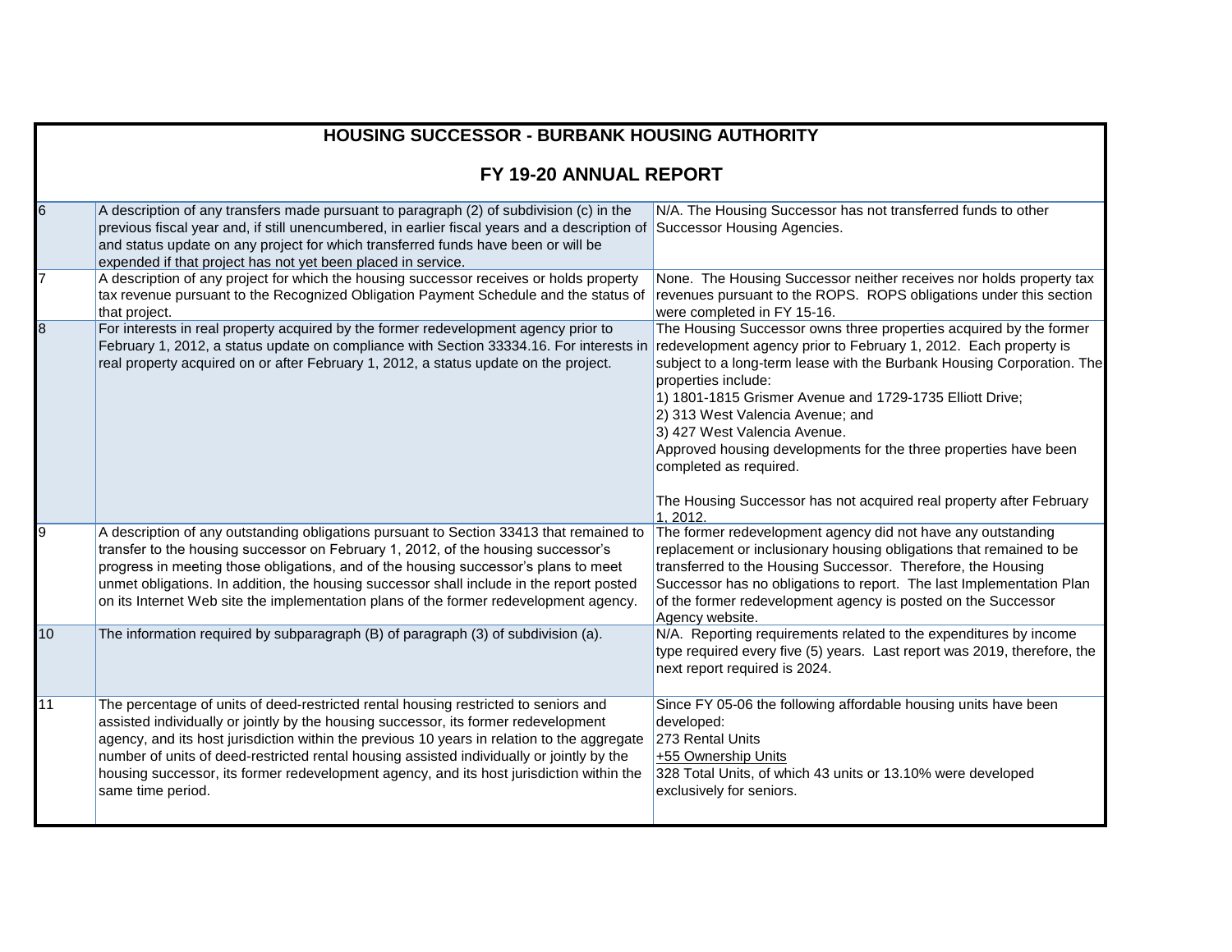## HOUSING SUCCESSOR - BURBANK HOUSING AUTHORITY

## FY 19-20 ANNUAL REPORT

| | | |
|---|---|---|
| 6 | A description of any transfers made pursuant to paragraph (2) of subdivision (c) in the previous fiscal year and, if still unencumbered, in earlier fiscal years and a description of and status update on any project for which transferred funds have been or will be expended if that project has not yet been placed in service. | N/A. The Housing Successor has not transferred funds to other Successor Housing Agencies. |
| 7 | A description of any project for which the housing successor receives or holds property tax revenue pursuant to the Recognized Obligation Payment Schedule and the status of that project. | None. The Housing Successor neither receives nor holds property tax revenues pursuant to the ROPS. ROPS obligations under this section were completed in FY 15-16. |
| 8 | For interests in real property acquired by the former redevelopment agency prior to February 1, 2012, a status update on compliance with Section 33334.16. For interests in real property acquired on or after February 1, 2012, a status update on the project. | The Housing Successor owns three properties acquired by the former redevelopment agency prior to February 1, 2012. Each property is subject to a long-term lease with the Burbank Housing Corporation. The properties include:<br>1) 1801-1815 Grismer Avenue and 1729-1735 Elliott Drive;<br>2) 313 West Valencia Avenue; and<br>3) 427 West Valencia Avenue.<br>Approved housing developments for the three properties have been completed as required.<br><br>The Housing Successor has not acquired real property after February 1, 2012. |
| 9 | A description of any outstanding obligations pursuant to Section 33413 that remained to transfer to the housing successor on February 1, 2012, of the housing successor's progress in meeting those obligations, and of the housing successor's plans to meet unmet obligations. In addition, the housing successor shall include in the report posted on its Internet Web site the implementation plans of the former redevelopment agency. | The former redevelopment agency did not have any outstanding replacement or inclusionary housing obligations that remained to be transferred to the Housing Successor. Therefore, the Housing Successor has no obligations to report. The last Implementation Plan of the former redevelopment agency is posted on the Successor Agency website. |
| 10 | The information required by subparagraph (B) of paragraph (3) of subdivision (a). | N/A. Reporting requirements related to the expenditures by income type required every five (5) years. Last report was 2019, therefore, the next report required is 2024. |
| 11 | The percentage of units of deed-restricted rental housing restricted to seniors and assisted individually or jointly by the housing successor, its former redevelopment agency, and its host jurisdiction within the previous 10 years in relation to the aggregate number of units of deed-restricted rental housing assisted individually or jointly by the housing successor, its former redevelopment agency, and its host jurisdiction within the same time period. | Since FY 05-06 the following affordable housing units have been developed:<br>273 Rental Units<br>+55 Ownership Units<br>328 Total Units, of which 43 units or 13.10% were developed exclusively for seniors. |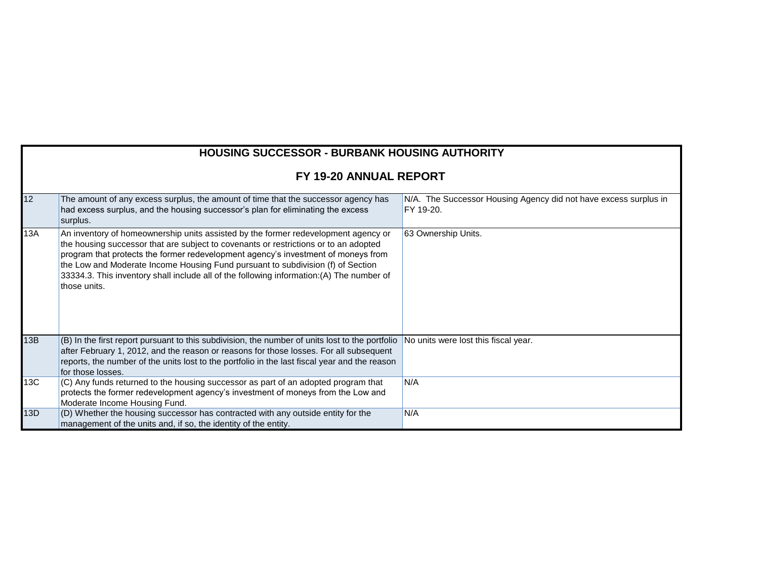## HOUSING SUCCESSOR - BURBANK HOUSING AUTHORITY

## FY 19-20 ANNUAL REPORT

| | | |
|---|---|---|
| 12 | The amount of any excess surplus, the amount of time that the successor agency has had excess surplus, and the housing successor's plan for eliminating the excess surplus. | N/A. The Successor Housing Agency did not have excess surplus in FY 19-20. |
| 13A | An inventory of homeownership units assisted by the former redevelopment agency or the housing successor that are subject to covenants or restrictions or to an adopted program that protects the former redevelopment agency's investment of moneys from the Low and Moderate Income Housing Fund pursuant to subdivision (f) of Section 33334.3. This inventory shall include all of the following information:(A) The number of those units. | 63 Ownership Units. |
| 13B | (B) In the first report pursuant to this subdivision, the number of units lost to the portfolio after February 1, 2012, and the reason or reasons for those losses. For all subsequent reports, the number of the units lost to the portfolio in the last fiscal year and the reason for those losses. | No units were lost this fiscal year. |
| 13C | (C) Any funds returned to the housing successor as part of an adopted program that protects the former redevelopment agency's investment of moneys from the Low and Moderate Income Housing Fund. | N/A |
| 13D | (D) Whether the housing successor has contracted with any outside entity for the management of the units and, if so, the identity of the entity. | N/A |